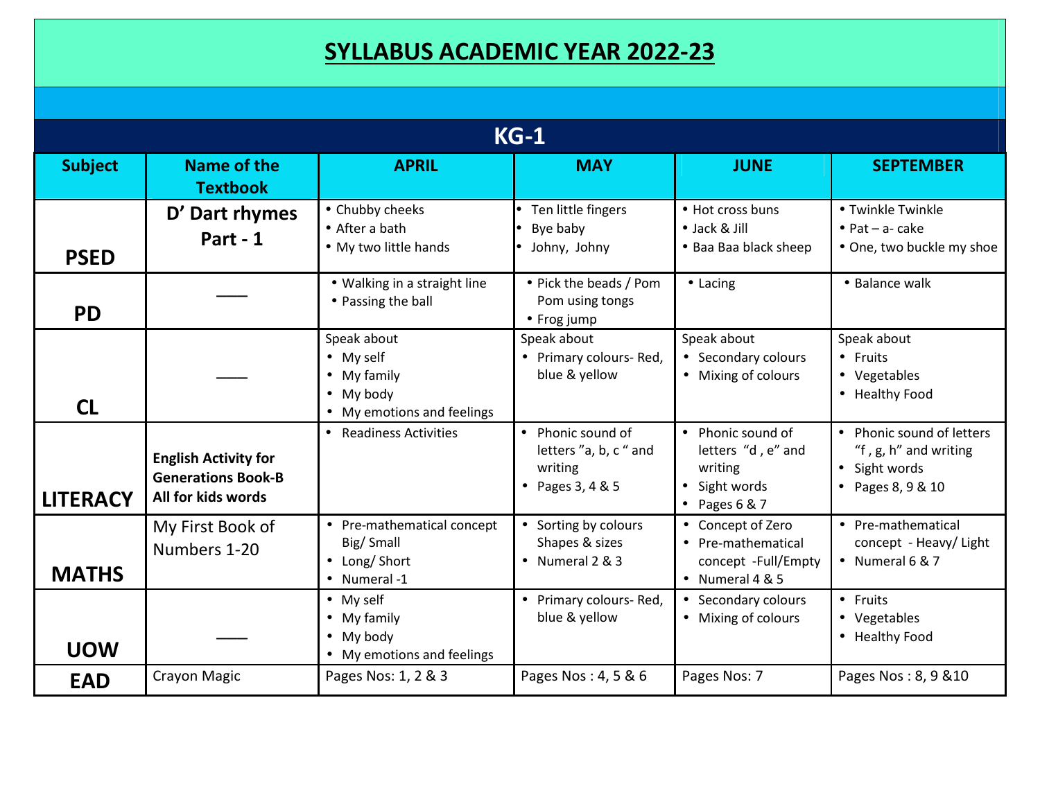# SYLLABUS ACADEMIC YEAR 2022-23

## KG-1

| Subject | Name of the Textbook | APRIL | MAY | JUNE | SEPTEMBER |
|---|---|---|---|---|---|
| **PSED** | **D' Dart rhymes Part - 1** | • Chubby cheeks<br>• After a bath<br>• My two little hands | • Ten little fingers<br>• Bye baby<br>• Johny, Johny | • Hot cross buns<br>• Jack & Jill<br>• Baa Baa black sheep | • Twinkle Twinkle<br>• Pat – a- cake<br>• One, two buckle my shoe |
| **PD** | —— | • Walking in a straight line<br>• Passing the ball | • Pick the beads / Pom Pom using tongs<br>• Frog jump | • Lacing | • Balance walk |
| **CL** | —— | Speak about<br>• My self<br>• My family<br>• My body<br>• My emotions and feelings | Speak about<br>• Primary colours- Red, blue & yellow | Speak about<br>• Secondary colours<br>• Mixing of colours | Speak about<br>• Fruits<br>• Vegetables<br>• Healthy Food |
| **LITERACY** | **English Activity for Generations Book-B All for kids words** | • Readiness Activities | • Phonic sound of letters "a, b, c " and writing<br>• Pages 3, 4 & 5 | • Phonic sound of letters "d , e" and writing<br>• Sight words<br>• Pages 6 & 7 | • Phonic sound of letters "f , g, h" and writing<br>• Sight words<br>• Pages 8, 9 & 10 |
| **MATHS** | My First Book of Numbers 1-20 | • Pre-mathematical concept Big/ Small<br>• Long/ Short<br>• Numeral -1 | • Sorting by colours Shapes & sizes<br>• Numeral 2 & 3 | • Concept of Zero<br>• Pre-mathematical concept -Full/Empty<br>• Numeral 4 & 5 | • Pre-mathematical concept - Heavy/ Light<br>• Numeral 6 & 7 |
| **UOW** | —— | • My self<br>• My family<br>• My body<br>• My emotions and feelings | • Primary colours- Red, blue & yellow | • Secondary colours<br>• Mixing of colours | • Fruits<br>• Vegetables<br>• Healthy Food |
| **EAD** | Crayon Magic | Pages Nos: 1, 2 & 3 | Pages Nos : 4, 5 & 6 | Pages Nos: 7 | Pages Nos : 8, 9 &10 |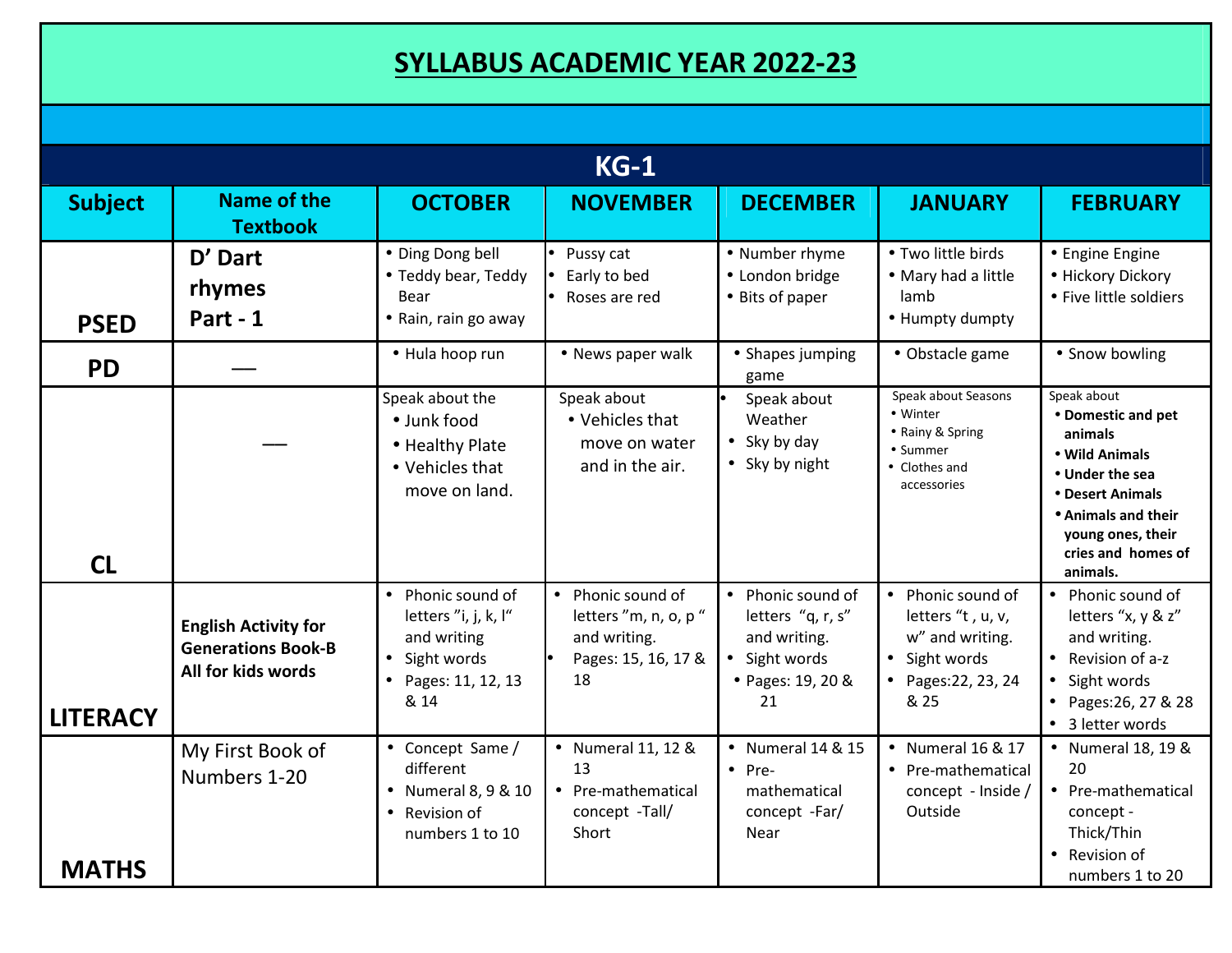# SYLLABUS ACADEMIC YEAR 2022-23

## KG-1

| Subject | Name of the Textbook | OCTOBER | NOVEMBER | DECEMBER | JANUARY | FEBRUARY |
|---|---|---|---|---|---|---|
| PSED | D' Dart rhymes Part - 1 | • Ding Dong bell<br>• Teddy bear, Teddy Bear<br>• Rain, rain go away | • Pussy cat<br>• Early to bed<br>• Roses are red | • Number rhyme<br>• London bridge<br>• Bits of paper | • Two little birds<br>• Mary had a little lamb<br>• Humpty dumpty | • Engine Engine<br>• Hickory Dickory<br>• Five little soldiers |
| PD | — | • Hula hoop run | • News paper walk | • Shapes jumping game | • Obstacle game | • Snow bowling |
| CL | — | Speak about the<br>• Junk food<br>• Healthy Plate<br>• Vehicles that move on land. | Speak about<br>• Vehicles that move on water and in the air. | • Speak about Weather<br>• Sky by day<br>• Sky by night | Speak about Seasons<br>• Winter<br>• Rainy & Spring<br>• Summer<br>• Clothes and accessories | Speak about<br>• **Domestic and pet animals**<br>• **Wild Animals**<br>• **Under the sea**<br>• **Desert Animals**<br>• **Animals and their young ones, their cries and homes of animals.** |
| LITERACY | **English Activity for Generations Book-B All for kids words** | • Phonic sound of letters "i, j, k, l" and writing<br>• Sight words<br>• Pages: 11, 12, 13 & 14 | • Phonic sound of letters "m, n, o, p " and writing.<br>• Pages: 15, 16, 17 & 18 | • Phonic sound of letters "q, r, s" and writing.<br>• Sight words<br>• Pages: 19, 20 & 21 | • Phonic sound of letters "t , u, v, w" and writing.<br>• Sight words<br>• Pages:22, 23, 24 & 25 | • Phonic sound of letters "x, y & z" and writing.<br>• Revision of a-z<br>• Sight words<br>• Pages:26, 27 & 28<br>• 3 letter words |
| MATHS | My First Book of Numbers 1-20 | • Concept Same / different<br>• Numeral 8, 9 & 10<br>• Revision of numbers 1 to 10 | • Numeral 11, 12 & 13<br>• Pre-mathematical concept -Tall/ Short | • Numeral 14 & 15<br>• Pre-mathematical concept -Far/ Near | • Numeral 16 & 17<br>• Pre-mathematical concept - Inside / Outside | • Numeral 18, 19 & 20<br>• Pre-mathematical concept - Thick/Thin<br>• Revision of numbers 1 to 20 |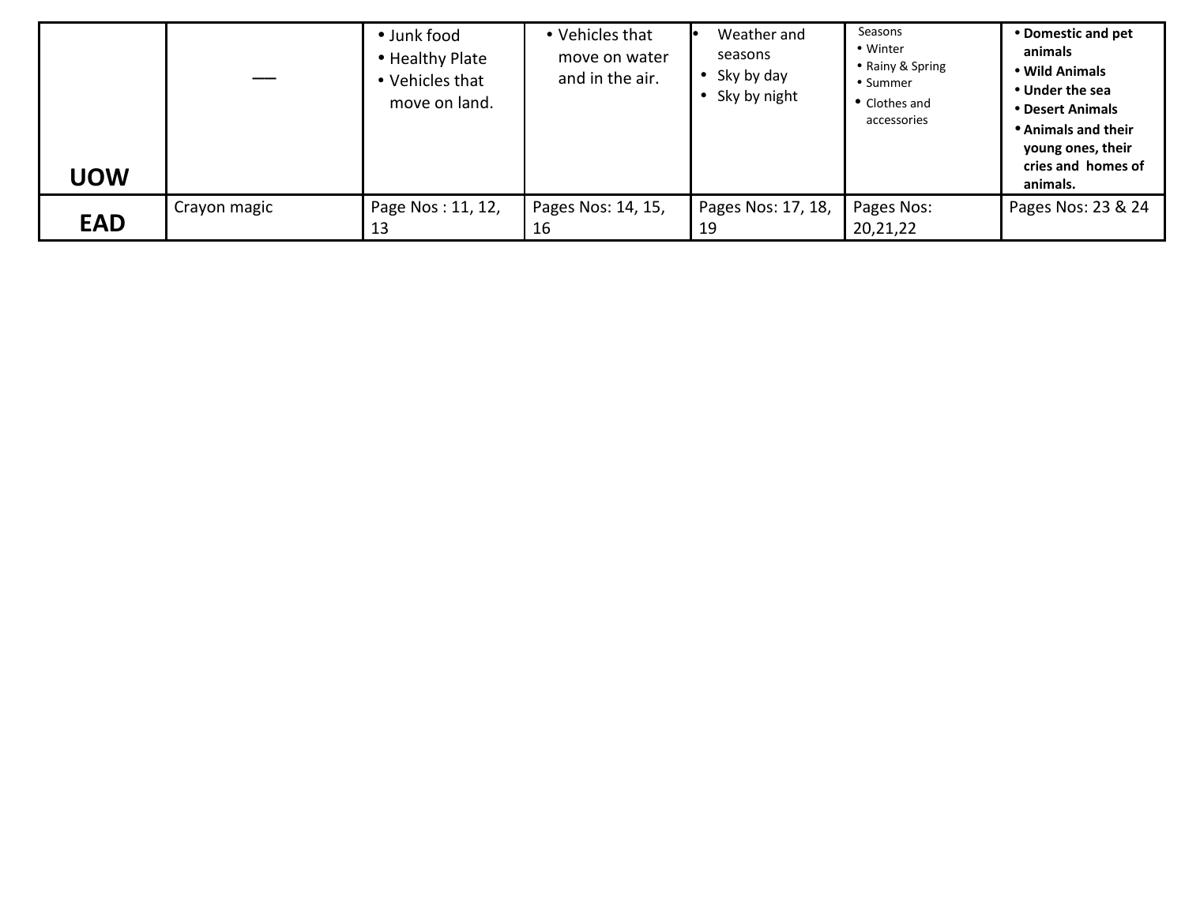| | | | | | | |
|---|---|---|---|---|---|---|
| **UOW** | — | • Junk food<br>• Healthy Plate<br>• Vehicles that move on land. | • Vehicles that move on water and in the air. | • Weather and seasons<br>• Sky by day<br>• Sky by night | Seasons<br>• Winter<br>• Rainy & Spring<br>• Summer<br>• Clothes and accessories | • **Domestic and pet animals**<br>• **Wild Animals**<br>• **Under the sea**<br>• **Desert Animals**<br>• **Animals and their young ones, their cries and homes of animals.** |
| **EAD** | Crayon magic | Page Nos : 11, 12, 13 | Pages Nos: 14, 15, 16 | Pages Nos: 17, 18, 19 | Pages Nos: 20,21,22 | Pages Nos: 23 & 24 |